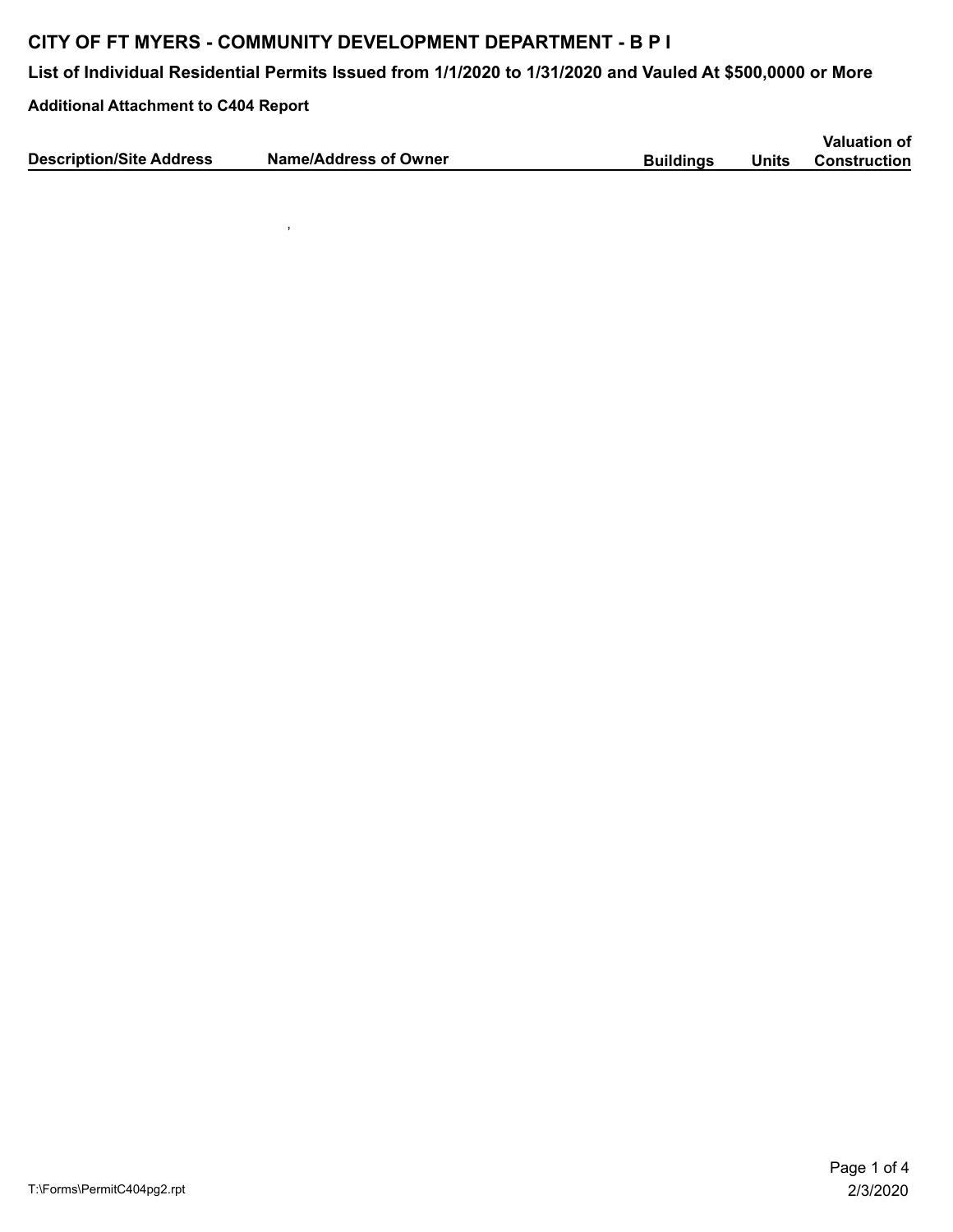# CITY OF FT MYERS - COMMUNITY DEVELOPMENT DEPARTMENT - B P I

## List of Individual Residential Permits Issued from 1/1/2020 to 1/31/2020 and Vauled At $500,0000 or More

**Additional Attachment to C404 Report**

| Description/Site Address | Name/Address of Owner | Buildings | Units | Valuation of Construction |
|---|---|---|---|---|
| | , | | | |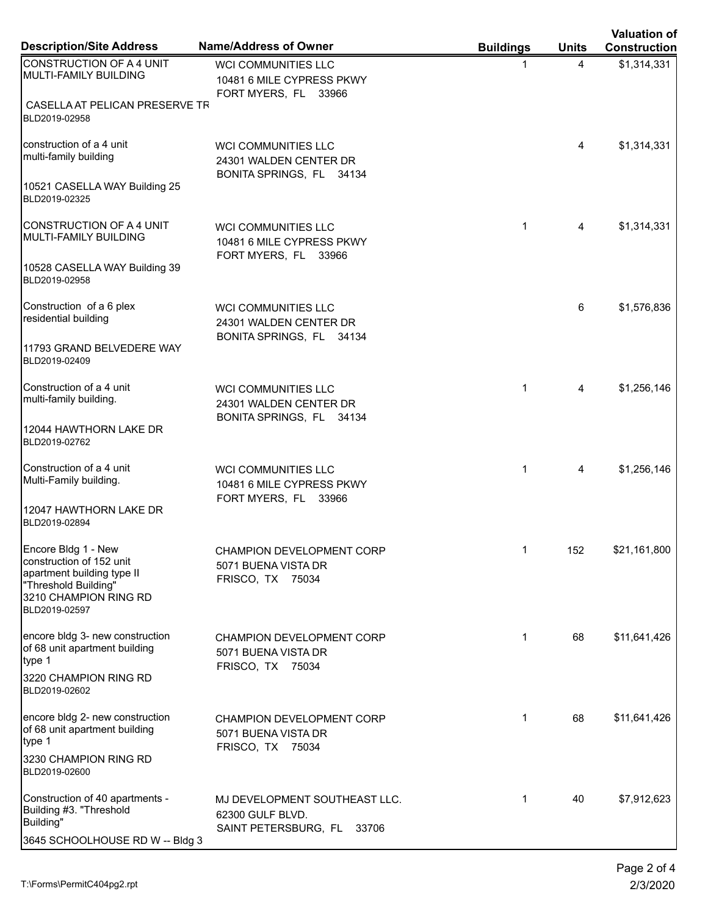| Description/Site Address | Name/Address of Owner | Buildings | Units | Valuation of Construction |
|---|---|---|---|---|
| CONSTRUCTION OF A 4 UNIT MULTI-FAMILY BUILDING<br><br>CASELLA AT PELICAN PRESERVE TR<br>BLD2019-02958 | WCI COMMUNITIES LLC<br>10481 6 MILE CYPRESS PKWY<br>FORT MYERS, FL 33966 | 1 | 4 | $1,314,331 |
| construction of a 4 unit multi-family building<br><br>10521 CASELLA WAY Building 25<br>BLD2019-02325 | WCI COMMUNITIES LLC<br>24301 WALDEN CENTER DR<br>BONITA SPRINGS, FL 34134 | | 4 | $1,314,331 |
| CONSTRUCTION OF A 4 UNIT MULTI-FAMILY BUILDING<br><br>10528 CASELLA WAY Building 39<br>BLD2019-02958 | WCI COMMUNITIES LLC<br>10481 6 MILE CYPRESS PKWY<br>FORT MYERS, FL 33966 | 1 | 4 | $1,314,331 |
| Construction of a 6 plex residential building<br><br>11793 GRAND BELVEDERE WAY<br>BLD2019-02409 | WCI COMMUNITIES LLC<br>24301 WALDEN CENTER DR<br>BONITA SPRINGS, FL 34134 | | 6 | $1,576,836 |
| Construction of a 4 unit multi-family building.<br><br>12044 HAWTHORN LAKE DR<br>BLD2019-02762 | WCI COMMUNITIES LLC<br>24301 WALDEN CENTER DR<br>BONITA SPRINGS, FL 34134 | 1 | 4 | $1,256,146 |
| Construction of a 4 unit Multi-Family building.<br><br>12047 HAWTHORN LAKE DR<br>BLD2019-02894 | WCI COMMUNITIES LLC<br>10481 6 MILE CYPRESS PKWY<br>FORT MYERS, FL 33966 | 1 | 4 | $1,256,146 |
| Encore Bldg 1 - New construction of 152 unit apartment building type II "Threshold Building"<br>3210 CHAMPION RING RD<br>BLD2019-02597 | CHAMPION DEVELOPMENT CORP<br>5071 BUENA VISTA DR<br>FRISCO, TX 75034 | 1 | 152 | $21,161,800 |
| encore bldg 3- new construction of 68 unit apartment building type 1<br>3220 CHAMPION RING RD<br>BLD2019-02602 | CHAMPION DEVELOPMENT CORP<br>5071 BUENA VISTA DR<br>FRISCO, TX 75034 | 1 | 68 | $11,641,426 |
| encore bldg 2- new construction of 68 unit apartment building type 1<br>3230 CHAMPION RING RD<br>BLD2019-02600 | CHAMPION DEVELOPMENT CORP<br>5071 BUENA VISTA DR<br>FRISCO, TX 75034 | 1 | 68 | $11,641,426 |
| Construction of 40 apartments - Building #3. "Threshold Building"<br>3645 SCHOOLHOUSE RD W -- Bldg 3 | MJ DEVELOPMENT SOUTHEAST LLC.<br>62300 GULF BLVD.<br>SAINT PETERSBURG, FL 33706 | 1 | 40 | $7,912,623 |

T:\Forms\PermitC404pg2.rpt

2/3/2020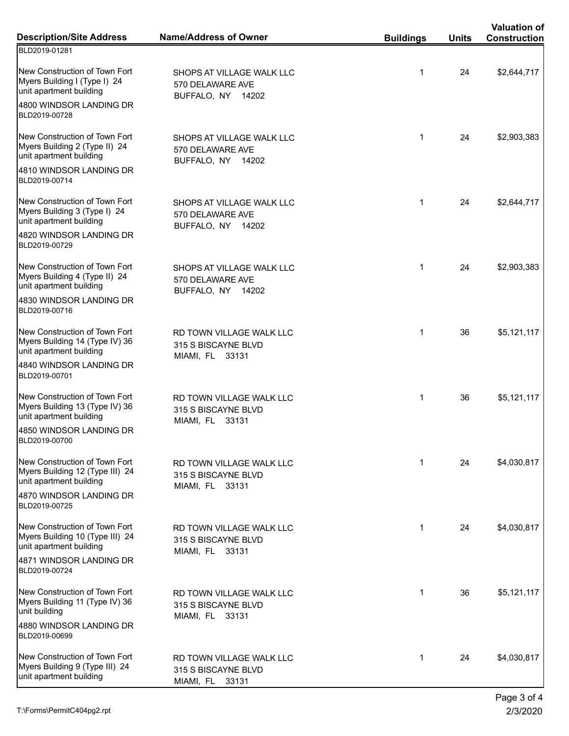| Description/Site Address | Name/Address of Owner | Buildings | Units | Valuation of Construction |
|---|---|---|---|---|
| BLD2019-01281 | | | | |
| New Construction of Town Fort Myers Building I (Type I) 24 unit apartment building<br>4800 WINDSOR LANDING DR<br>BLD2019-00728 | SHOPS AT VILLAGE WALK LLC<br>570 DELAWARE AVE<br>BUFFALO, NY 14202 | 1 | 24 | $2,644,717 |
| New Construction of Town Fort Myers Building 2 (Type II) 24 unit apartment building<br>4810 WINDSOR LANDING DR<br>BLD2019-00714 | SHOPS AT VILLAGE WALK LLC<br>570 DELAWARE AVE<br>BUFFALO, NY 14202 | 1 | 24 | $2,903,383 |
| New Construction of Town Fort Myers Building 3 (Type I) 24 unit apartment building<br>4820 WINDSOR LANDING DR<br>BLD2019-00729 | SHOPS AT VILLAGE WALK LLC<br>570 DELAWARE AVE<br>BUFFALO, NY 14202 | 1 | 24 | $2,644,717 |
| New Construction of Town Fort Myers Building 4 (Type II) 24 unit apartment building<br>4830 WINDSOR LANDING DR<br>BLD2019-00716 | SHOPS AT VILLAGE WALK LLC<br>570 DELAWARE AVE<br>BUFFALO, NY 14202 | 1 | 24 | $2,903,383 |
| New Construction of Town Fort Myers Building 14 (Type IV) 36 unit apartment building<br>4840 WINDSOR LANDING DR<br>BLD2019-00701 | RD TOWN VILLAGE WALK LLC<br>315 S BISCAYNE BLVD<br>MIAMI, FL 33131 | 1 | 36 | $5,121,117 |
| New Construction of Town Fort Myers Building 13 (Type IV) 36 unit apartment building<br>4850 WINDSOR LANDING DR<br>BLD2019-00700 | RD TOWN VILLAGE WALK LLC<br>315 S BISCAYNE BLVD<br>MIAMI, FL 33131 | 1 | 36 | $5,121,117 |
| New Construction of Town Fort Myers Building 12 (Type III) 24 unit apartment building<br>4870 WINDSOR LANDING DR<br>BLD2019-00725 | RD TOWN VILLAGE WALK LLC<br>315 S BISCAYNE BLVD<br>MIAMI, FL 33131 | 1 | 24 | $4,030,817 |
| New Construction of Town Fort Myers Building 10 (Type III) 24 unit apartment building<br>4871 WINDSOR LANDING DR<br>BLD2019-00724 | RD TOWN VILLAGE WALK LLC<br>315 S BISCAYNE BLVD<br>MIAMI, FL 33131 | 1 | 24 | $4,030,817 |
| New Construction of Town Fort Myers Building 11 (Type IV) 36 unit building<br>4880 WINDSOR LANDING DR<br>BLD2019-00699 | RD TOWN VILLAGE WALK LLC<br>315 S BISCAYNE BLVD<br>MIAMI, FL 33131 | 1 | 36 | $5,121,117 |
| New Construction of Town Fort Myers Building 9 (Type III) 24 unit apartment building | RD TOWN VILLAGE WALK LLC<br>315 S BISCAYNE BLVD<br>MIAMI, FL 33131 | 1 | 24 | $4,030,817 |

T:\Forms\PermitC404pg2.rpt

2/3/2020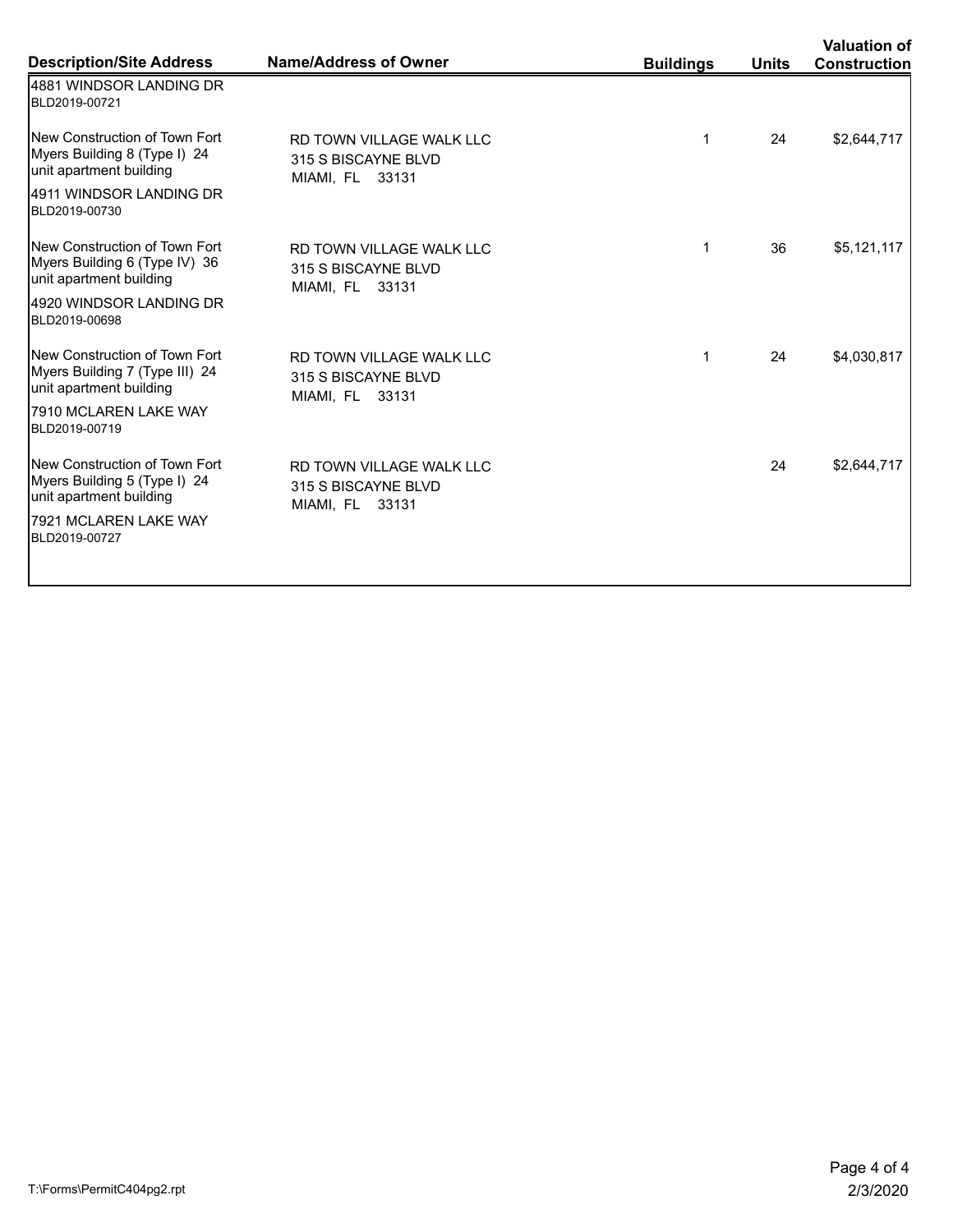| Description/Site Address | Name/Address of Owner | Buildings | Units | Valuation of Construction |
| --- | --- | --- | --- | --- |
| 4881 WINDSOR LANDING DR<br>BLD2019-00721 | | | | |
| New Construction of Town Fort Myers Building 8 (Type I) 24 unit apartment building<br>4911 WINDSOR LANDING DR<br>BLD2019-00730 | RD TOWN VILLAGE WALK LLC<br>315 S BISCAYNE BLVD<br>MIAMI, FL 33131 | 1 | 24 | $2,644,717 |
| New Construction of Town Fort Myers Building 6 (Type IV) 36 unit apartment building<br>4920 WINDSOR LANDING DR<br>BLD2019-00698 | RD TOWN VILLAGE WALK LLC<br>315 S BISCAYNE BLVD<br>MIAMI, FL 33131 | 1 | 36 | $5,121,117 |
| New Construction of Town Fort Myers Building 7 (Type III) 24 unit apartment building<br>7910 MCLAREN LAKE WAY<br>BLD2019-00719 | RD TOWN VILLAGE WALK LLC<br>315 S BISCAYNE BLVD<br>MIAMI, FL 33131 | 1 | 24 | $4,030,817 |
| New Construction of Town Fort Myers Building 5 (Type I) 24 unit apartment building<br>7921 MCLAREN LAKE WAY<br>BLD2019-00727 | RD TOWN VILLAGE WALK LLC<br>315 S BISCAYNE BLVD<br>MIAMI, FL 33131 | | 24 | $2,644,717 |